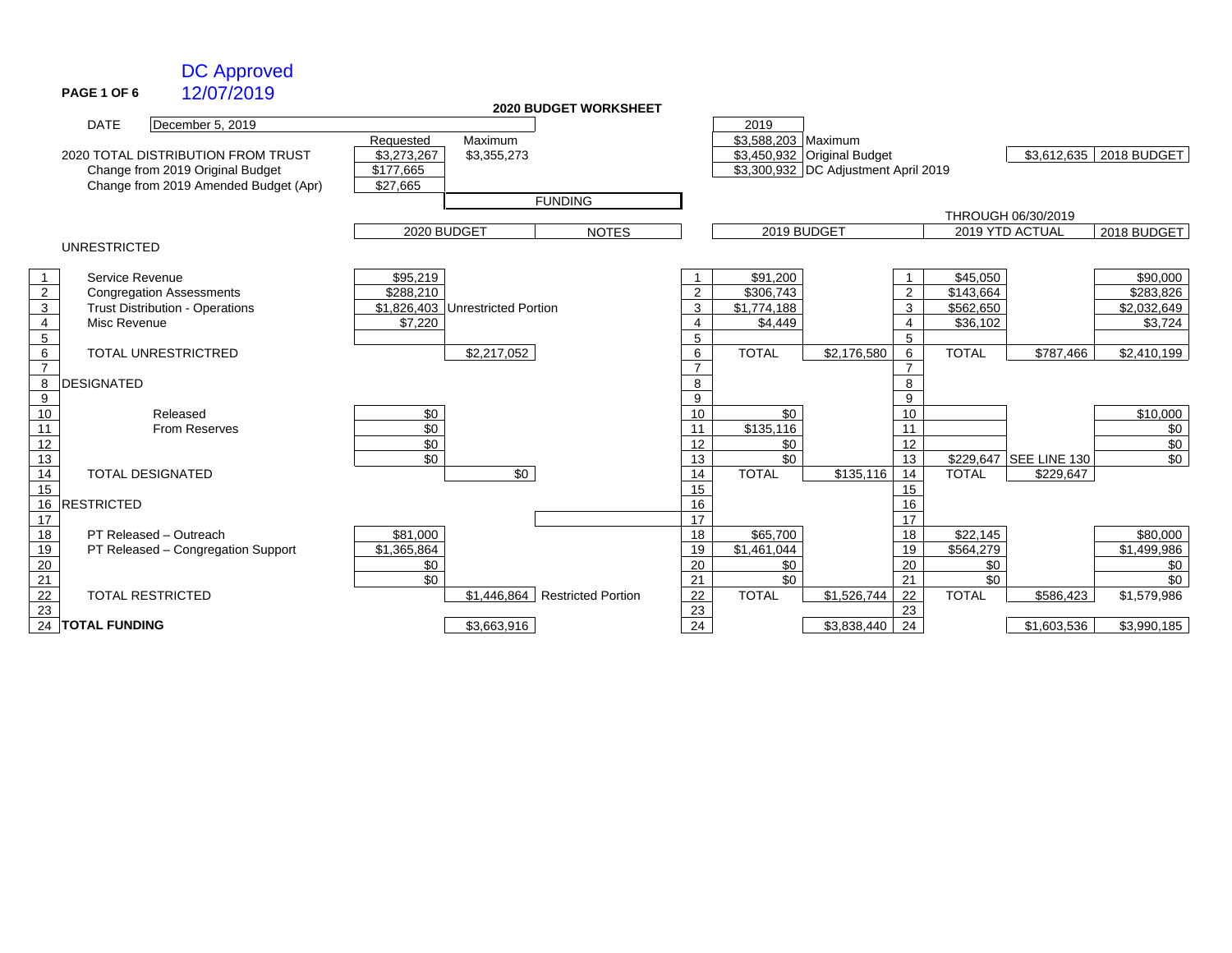DC Approved
12/07/2019

PAGE 1 OF 6

**2020 BUDGET WORKSHEET**

DATE: December 5, 2019

| | Requested | Maximum |
|---|---|---|
| 2020 TOTAL DISTRIBUTION FROM TRUST | $3,273,267 | $3,355,273 |
| Change from 2019 Original Budget | $177,665 | |
| Change from 2019 Amended Budget (Apr) | $27,665 | |

| 2019 | |
|---|---|
| $3,588,203 | Maximum |
| $3,450,932 | Original Budget |
| $3,300,932 | DC Adjustment April 2019 |

| $3,612,635 | 2018 BUDGET |
|---|---|

FUNDING

THROUGH 06/30/2019

| Line | Item | 2020 BUDGET | | NOTES | Line | 2019 BUDGET | | Line | 2019 YTD ACTUAL | | 2018 BUDGET |
|---|---|---|---|---|---|---|---|---|---|---|---|
| | UNRESTRICTED | | | | | | | | | | |
| 1 | Service Revenue | $95,219 | | | 1 | $91,200 | | 1 | $45,050 | | $90,000 |
| 2 | Congregation Assessments | $288,210 | | | 2 | $306,743 | | 2 | $143,664 | | $283,826 |
| 3 | Trust Distribution - Operations | $1,826,403 | Unrestricted Portion | | 3 | $1,774,188 | | 3 | $562,650 | | $2,032,649 |
| 4 | Misc Revenue | $7,220 | | | 4 | $4,449 | | 4 | $36,102 | | $3,724 |
| 5 | | | | | 5 | | | 5 | | | |
| 6 | TOTAL UNRESTRICTRED | | $2,217,052 | | 6 | TOTAL | $2,176,580 | 6 | TOTAL | $787,466 | $2,410,199 |
| 7 | | | | | 7 | | | 7 | | | |
| 8 | DESIGNATED | | | | 8 | | | 8 | | | |
| 9 | | | | | 9 | | | 9 | | | |
| 10 | Released | $0 | | | 10 | $0 | | 10 | | | $10,000 |
| 11 | From Reserves | $0 | | | 11 | $135,116 | | 11 | | | $0 |
| 12 | | $0 | | | 12 | $0 | | 12 | | | $0 |
| 13 | | $0 | | | 13 | $0 | | 13 | $229,647 | SEE LINE 130 | $0 |
| 14 | TOTAL DESIGNATED | | $0 | | 14 | TOTAL | $135,116 | 14 | TOTAL | $229,647 | |
| 15 | | | | | 15 | | | 15 | | | |
| 16 | RESTRICTED | | | | 16 | | | 16 | | | |
| 17 | | | | | 17 | | | 17 | | | |
| 18 | PT Released – Outreach | $81,000 | | | 18 | $65,700 | | 18 | $22,145 | | $80,000 |
| 19 | PT Released – Congregation Support | $1,365,864 | | | 19 | $1,461,044 | | 19 | $564,279 | | $1,499,986 |
| 20 | | $0 | | | 20 | $0 | | 20 | $0 | | $0 |
| 21 | | $0 | | | 21 | $0 | | 21 | $0 | | $0 |
| 22 | TOTAL RESTRICTED | | $1,446,864 | Restricted Portion | 22 | TOTAL | $1,526,744 | 22 | TOTAL | $586,423 | $1,579,986 |
| 23 | | | | | 23 | | | 23 | | | |
| 24 | **TOTAL FUNDING** | | $3,663,916 | | 24 | | $3,838,440 | 24 | | $1,603,536 | $3,990,185 |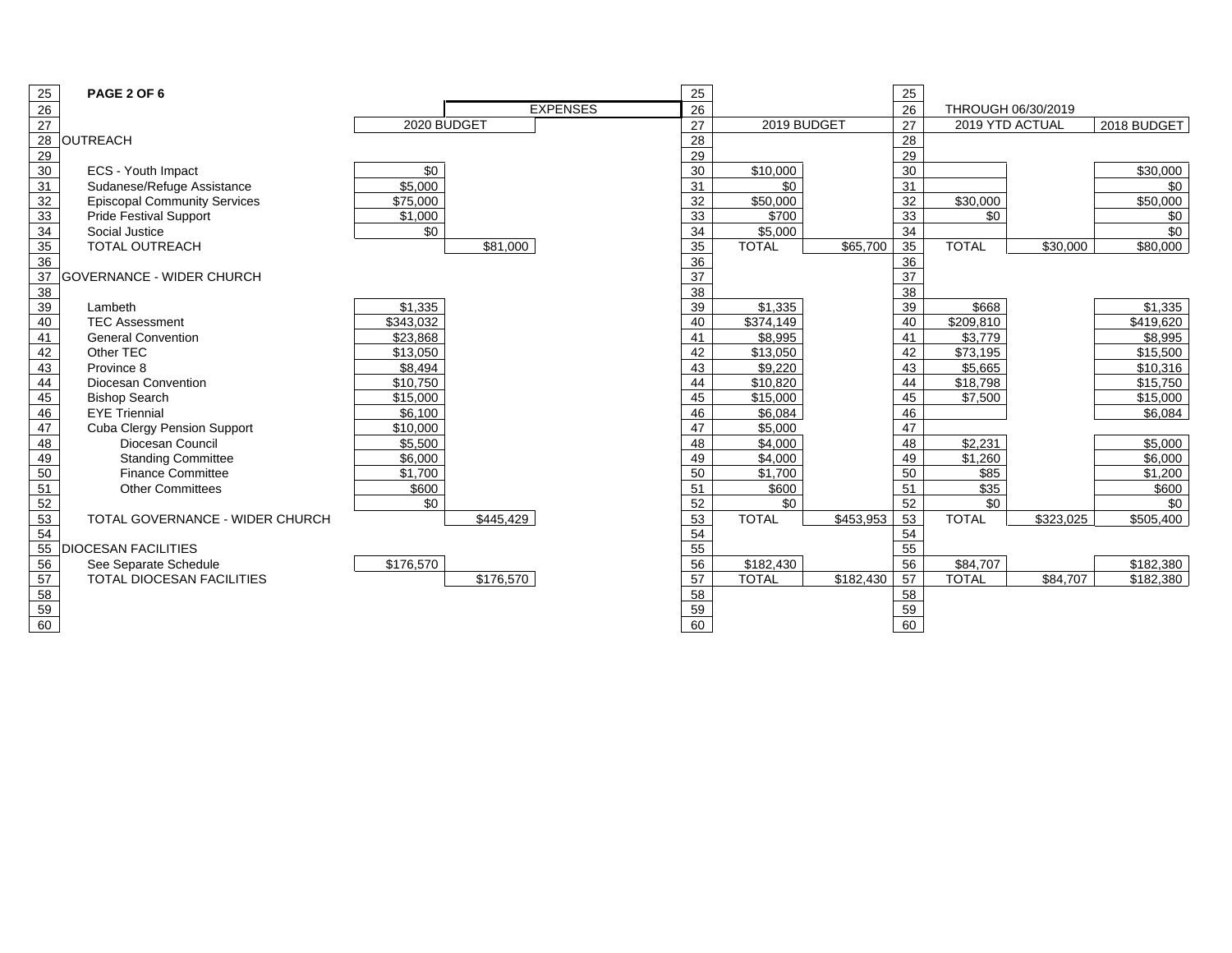| Line | Item | 2020 BUDGET | EXPENSES | Line | 2019 BUDGET | | Line | 2019 YTD ACTUAL THROUGH 06/30/2019 | | 2018 BUDGET |
|---|---|---|---|---|---|---|---|---|---|---|
| 25 | **PAGE 2 OF 6** | | | 25 | | | 25 | | | |
| 26 | | | | 26 | | | 26 | | | |
| 27 | | | | 27 | | | 27 | | | |
| 28 | OUTREACH | | | 28 | | | 28 | | | |
| 29 | | | | 29 | | | 29 | | | |
| 30 | ECS - Youth Impact | $0 | | 30 | $10,000 | | 30 | | | $30,000 |
| 31 | Sudanese/Refuge Assistance | $5,000 | | 31 | $0 | | 31 | | | $0 |
| 32 | Episcopal Community Services | $75,000 | | 32 | $50,000 | | 32 | $30,000 | | $50,000 |
| 33 | Pride Festival Support | $1,000 | | 33 | $700 | | 33 | $0 | | $0 |
| 34 | Social Justice | $0 | | 34 | $5,000 | | 34 | | | $0 |
| 35 | TOTAL OUTREACH | | $81,000 | 35 | TOTAL | $65,700 | 35 | TOTAL | $30,000 | $80,000 |
| 36 | | | | 36 | | | 36 | | | |
| 37 | GOVERNANCE - WIDER CHURCH | | | 37 | | | 37 | | | |
| 38 | | | | 38 | | | 38 | | | |
| 39 | Lambeth | $1,335 | | 39 | $1,335 | | 39 | $668 | | $1,335 |
| 40 | TEC Assessment | $343,032 | | 40 | $374,149 | | 40 | $209,810 | | $419,620 |
| 41 | General Convention | $23,868 | | 41 | $8,995 | | 41 | $3,779 | | $8,995 |
| 42 | Other TEC | $13,050 | | 42 | $13,050 | | 42 | $73,195 | | $15,500 |
| 43 | Province 8 | $8,494 | | 43 | $9,220 | | 43 | $5,665 | | $10,316 |
| 44 | Diocesan Convention | $10,750 | | 44 | $10,820 | | 44 | $18,798 | | $15,750 |
| 45 | Bishop Search | $15,000 | | 45 | $15,000 | | 45 | $7,500 | | $15,000 |
| 46 | EYE Triennial | $6,100 | | 46 | $6,084 | | 46 | | | $6,084 |
| 47 | Cuba Clergy Pension Support | $10,000 | | 47 | $5,000 | | 47 | | | |
| 48 | Diocesan Council | $5,500 | | 48 | $4,000 | | 48 | $2,231 | | $5,000 |
| 49 | Standing Committee | $6,000 | | 49 | $4,000 | | 49 | $1,260 | | $6,000 |
| 50 | Finance Committee | $1,700 | | 50 | $1,700 | | 50 | $85 | | $1,200 |
| 51 | Other Committees | $600 | | 51 | $600 | | 51 | $35 | | $600 |
| 52 | | $0 | | 52 | $0 | | 52 | $0 | | $0 |
| 53 | TOTAL GOVERNANCE - WIDER CHURCH | | $445,429 | 53 | TOTAL | $453,953 | 53 | TOTAL | $323,025 | $505,400 |
| 54 | | | | 54 | | | 54 | | | |
| 55 | DIOCESAN FACILITIES | | | 55 | | | 55 | | | |
| 56 | See Separate Schedule | $176,570 | | 56 | $182,430 | | 56 | $84,707 | | $182,380 |
| 57 | TOTAL DIOCESAN FACILITIES | | $176,570 | 57 | TOTAL | $182,430 | 57 | TOTAL | $84,707 | $182,380 |
| 58 | | | | 58 | | | 58 | | | |
| 59 | | | | 59 | | | 59 | | | |
| 60 | | | | 60 | | | 60 | | | |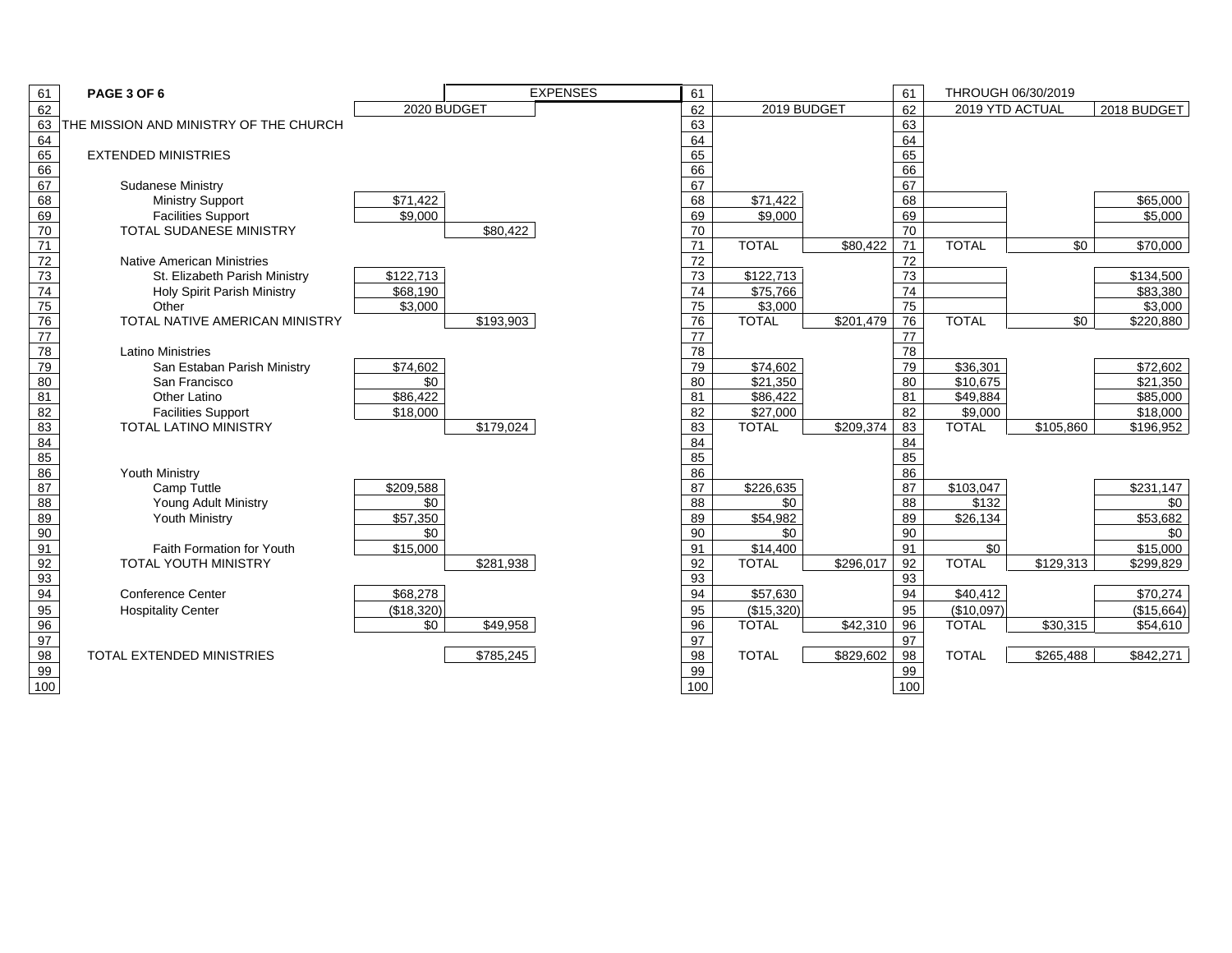| | | EXPENSES | | | | | THROUGH 06/30/2019 | | |
|---|---|---|---|---|---|---|---|---|---|
| Line | Item | 2020 BUDGET | | Line | 2019 BUDGET | | Line | 2019 YTD ACTUAL | | 2018 BUDGET |
| 61 | PAGE 3 OF 6 | | | 61 | | | 61 | | | |
| 62 | | | | 62 | | | 62 | | | |
| 63 | THE MISSION AND MINISTRY OF THE CHURCH | | | 63 | | | 63 | | | |
| 64 | | | | 64 | | | 64 | | | |
| 65 | EXTENDED MINISTRIES | | | 65 | | | 65 | | | |
| 66 | | | | 66 | | | 66 | | | |
| 67 | Sudanese Ministry | | | 67 | | | 67 | | | |
| 68 | Ministry Support | $71,422 | | 68 | $71,422 | | 68 | | | $65,000 |
| 69 | Facilities Support | $9,000 | | 69 | $9,000 | | 69 | | | $5,000 |
| 70 | TOTAL SUDANESE MINISTRY | | $80,422 | 70 | | | 70 | | | |
| 71 | | | | 71 | TOTAL | $80,422 | 71 | TOTAL | $0 | $70,000 |
| 72 | Native American Ministries | | | 72 | | | 72 | | | |
| 73 | St. Elizabeth Parish Ministry | $122,713 | | 73 | $122,713 | | 73 | | | $134,500 |
| 74 | Holy Spirit Parish Ministry | $68,190 | | 74 | $75,766 | | 74 | | | $83,380 |
| 75 | Other | $3,000 | | 75 | $3,000 | | 75 | | | $3,000 |
| 76 | TOTAL NATIVE AMERICAN MINISTRY | | $193,903 | 76 | TOTAL | $201,479 | 76 | TOTAL | $0 | $220,880 |
| 77 | | | | 77 | | | 77 | | | |
| 78 | Latino Ministries | | | 78 | | | 78 | | | |
| 79 | San Estaban Parish Ministry | $74,602 | | 79 | $74,602 | | 79 | $36,301 | | $72,602 |
| 80 | San Francisco | $0 | | 80 | $21,350 | | 80 | $10,675 | | $21,350 |
| 81 | Other Latino | $86,422 | | 81 | $86,422 | | 81 | $49,884 | | $85,000 |
| 82 | Facilities Support | $18,000 | | 82 | $27,000 | | 82 | $9,000 | | $18,000 |
| 83 | TOTAL LATINO MINISTRY | | $179,024 | 83 | TOTAL | $209,374 | 83 | TOTAL | $105,860 | $196,952 |
| 84 | | | | 84 | | | 84 | | | |
| 85 | | | | 85 | | | 85 | | | |
| 86 | Youth Ministry | | | 86 | | | 86 | | | |
| 87 | Camp Tuttle | $209,588 | | 87 | $226,635 | | 87 | $103,047 | | $231,147 |
| 88 | Young Adult Ministry | $0 | | 88 | $0 | | 88 | $132 | | $0 |
| 89 | Youth Ministry | $57,350 | | 89 | $54,982 | | 89 | $26,134 | | $53,682 |
| 90 | | $0 | | 90 | $0 | | 90 | | | $0 |
| 91 | Faith Formation for Youth | $15,000 | | 91 | $14,400 | | 91 | $0 | | $15,000 |
| 92 | TOTAL YOUTH MINISTRY | | $281,938 | 92 | TOTAL | $296,017 | 92 | TOTAL | $129,313 | $299,829 |
| 93 | | | | 93 | | | 93 | | | |
| 94 | Conference Center | $68,278 | | 94 | $57,630 | | 94 | $40,412 | | $70,274 |
| 95 | Hospitality Center | ($18,320) | | 95 | ($15,320) | | 95 | ($10,097) | | ($15,664) |
| 96 | | $0 | $49,958 | 96 | TOTAL | $42,310 | 96 | TOTAL | $30,315 | $54,610 |
| 97 | | | | 97 | | | 97 | | | |
| 98 | TOTAL EXTENDED MINISTRIES | | $785,245 | 98 | TOTAL | $829,602 | 98 | TOTAL | $265,488 | $842,271 |
| 99 | | | | 99 | | | 99 | | | |
| 100 | | | | 100 | | | 100 | | | |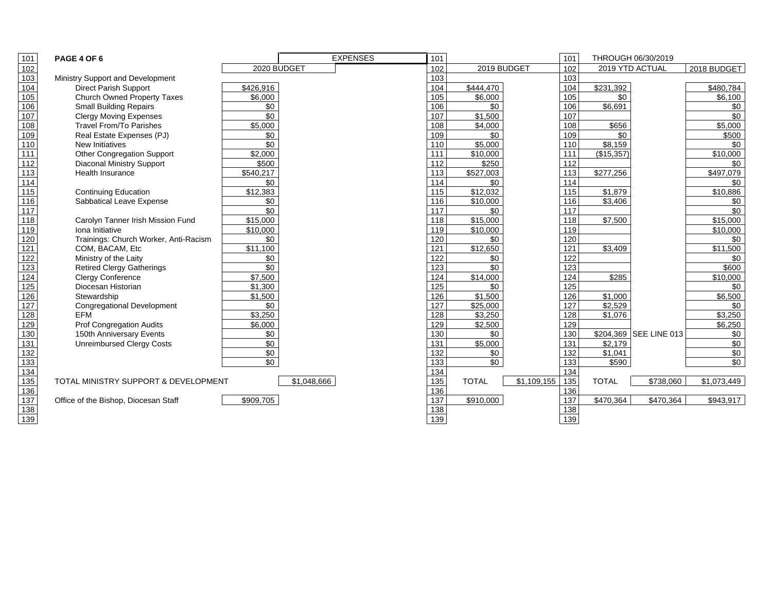| Line | PAGE 4 OF 6 | 2020 BUDGET | EXPENSES | Line | 2019 BUDGET | | Line | THROUGH 06/30/2019 2019 YTD ACTUAL | | 2018 BUDGET |
|---|---|---|---|---|---|---|---|---|---|---|
| 103 | Ministry Support and Development | | | 103 | | | 103 | | | |
| 104 | Direct Parish Support | $426,916 | | 104 | $444,470 | | 104 | $231,392 | | $480,784 |
| 105 | Church Owned Property Taxes | $6,000 | | 105 | $6,000 | | 105 | $0 | | $6,100 |
| 106 | Small Building Repairs | $0 | | 106 | $0 | | 106 | $6,691 | | $0 |
| 107 | Clergy Moving Expenses | $0 | | 107 | $1,500 | | 107 | | | $0 |
| 108 | Travel From/To Parishes | $5,000 | | 108 | $4,000 | | 108 | $656 | | $5,000 |
| 109 | Real Estate Expenses (PJ) | $0 | | 109 | $0 | | 109 | $0 | | $500 |
| 110 | New Initiatives | $0 | | 110 | $5,000 | | 110 | $8,159 | | $0 |
| 111 | Other Congregation Support | $2,000 | | 111 | $10,000 | | 111 | ($15,357) | | $10,000 |
| 112 | Diaconal Ministry Support | $500 | | 112 | $250 | | 112 | | | $0 |
| 113 | Health Insurance | $540,217 | | 113 | $527,003 | | 113 | $277,256 | | $497,079 |
| 114 | | $0 | | 114 | $0 | | 114 | | | $0 |
| 115 | Continuing Education | $12,383 | | 115 | $12,032 | | 115 | $1,879 | | $10,886 |
| 116 | Sabbatical Leave Expense | $0 | | 116 | $10,000 | | 116 | $3,406 | | $0 |
| 117 | | $0 | | 117 | $0 | | 117 | | | $0 |
| 118 | Carolyn Tanner Irish Mission Fund | $15,000 | | 118 | $15,000 | | 118 | $7,500 | | $15,000 |
| 119 | Iona Initiative | $10,000 | | 119 | $10,000 | | 119 | | | $10,000 |
| 120 | Trainings: Church Worker, Anti-Racism | $0 | | 120 | $0 | | 120 | | | $0 |
| 121 | COM, BACAM, Etc | $11,100 | | 121 | $12,650 | | 121 | $3,409 | | $11,500 |
| 122 | Ministry of the Laity | $0 | | 122 | $0 | | 122 | | | $0 |
| 123 | Retired Clergy Gatherings | $0 | | 123 | $0 | | 123 | | | $600 |
| 124 | Clergy Conference | $7,500 | | 124 | $14,000 | | 124 | $285 | | $10,000 |
| 125 | Diocesan Historian | $1,300 | | 125 | $0 | | 125 | | | $0 |
| 126 | Stewardship | $1,500 | | 126 | $1,500 | | 126 | $1,000 | | $6,500 |
| 127 | Congregational Development | $0 | | 127 | $25,000 | | 127 | $2,529 | | $0 |
| 128 | EFM | $3,250 | | 128 | $3,250 | | 128 | $1,076 | | $3,250 |
| 129 | Prof Congregation Audits | $6,000 | | 129 | $2,500 | | 129 | | | $6,250 |
| 130 | 150th Anniversary Events | $0 | | 130 | $0 | | 130 | $204,369 | SEE LINE 013 | $0 |
| 131 | Unreimbursed Clergy Costs | $0 | | 131 | $5,000 | | 131 | $2,179 | | $0 |
| 132 | | $0 | | 132 | $0 | | 132 | $1,041 | | $0 |
| 133 | | $0 | | 133 | $0 | | 133 | $590 | | $0 |
| 134 | | | | 134 | | | 134 | | | |
| 135 | TOTAL MINISTRY SUPPORT & DEVELOPMENT | | $1,048,666 | 135 | TOTAL | $1,109,155 | 135 | TOTAL | $738,060 | $1,073,449 |
| 136 | | | | 136 | | | 136 | | | |
| 137 | Office of the Bishop, Diocesan Staff | $909,705 | | 137 | $910,000 | | 137 | $470,364 | $470,364 | $943,917 |
| 138 | | | | 138 | | | 138 | | | |
| 139 | | | | 139 | | | 139 | | | |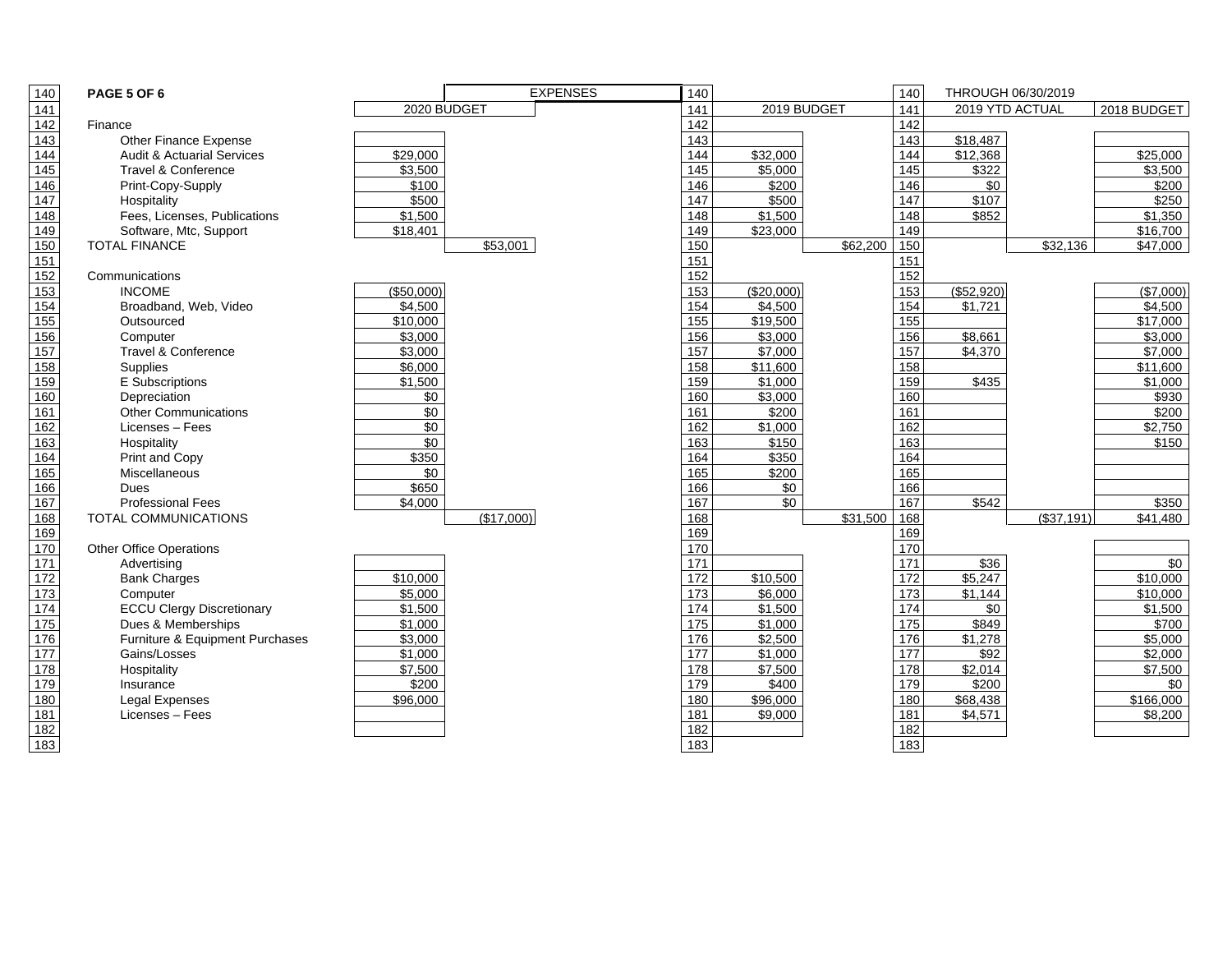| Line | Item | 2020 Budget | 2020 Total | 2019 Budget | 2019 Total | 2019 YTD Actual (Through 06/30/2019) | 2019 YTD Total | 2018 Budget |
|---|---|---|---|---|---|---|---|---|
| 141 | | 2020 BUDGET | | 2019 BUDGET | | 2019 YTD ACTUAL | | 2018 BUDGET |
| 142 | Finance | | | | | | | |
| 143 | Other Finance Expense | | | | | $18,487 | | |
| 144 | Audit & Actuarial Services | $29,000 | | $32,000 | | $12,368 | | $25,000 |
| 145 | Travel & Conference | $3,500 | | $5,000 | | $322 | | $3,500 |
| 146 | Print-Copy-Supply | $100 | | $200 | | $0 | | $200 |
| 147 | Hospitality | $500 | | $500 | | $107 | | $250 |
| 148 | Fees, Licenses, Publications | $1,500 | | $1,500 | | $852 | | $1,350 |
| 149 | Software, Mtc, Support | $18,401 | | $23,000 | | | | $16,700 |
| 150 | TOTAL FINANCE | | $53,001 | | $62,200 | | $32,136 | $47,000 |
| 151 | | | | | | | | |
| 152 | Communications | | | | | | | |
| 153 | INCOME | ($50,000) | | ($20,000) | | ($52,920) | | ($7,000) |
| 154 | Broadband, Web, Video | $4,500 | | $4,500 | | $1,721 | | $4,500 |
| 155 | Outsourced | $10,000 | | $19,500 | | | | $17,000 |
| 156 | Computer | $3,000 | | $3,000 | | $8,661 | | $3,000 |
| 157 | Travel & Conference | $3,000 | | $7,000 | | $4,370 | | $7,000 |
| 158 | Supplies | $6,000 | | $11,600 | | | | $11,600 |
| 159 | E Subscriptions | $1,500 | | $1,000 | | $435 | | $1,000 |
| 160 | Depreciation | $0 | | $3,000 | | | | $930 |
| 161 | Other Communications | $0 | | $200 | | | | $200 |
| 162 | Licenses – Fees | $0 | | $1,000 | | | | $2,750 |
| 163 | Hospitality | $0 | | $150 | | | | $150 |
| 164 | Print and Copy | $350 | | $350 | | | | |
| 165 | Miscellaneous | $0 | | $200 | | | | |
| 166 | Dues | $650 | | $0 | | | | |
| 167 | Professional Fees | $4,000 | | $0 | | $542 | | $350 |
| 168 | TOTAL COMMUNICATIONS | | ($17,000) | | $31,500 | | ($37,191) | $41,480 |
| 169 | | | | | | | | |
| 170 | Other Office Operations | | | | | | | |
| 171 | Advertising | | | | | $36 | | $0 |
| 172 | Bank Charges | $10,000 | | $10,500 | | $5,247 | | $10,000 |
| 173 | Computer | $5,000 | | $6,000 | | $1,144 | | $10,000 |
| 174 | ECCU Clergy Discretionary | $1,500 | | $1,500 | | $0 | | $1,500 |
| 175 | Dues & Memberships | $1,000 | | $1,000 | | $849 | | $700 |
| 176 | Furniture & Equipment Purchases | $3,000 | | $2,500 | | $1,278 | | $5,000 |
| 177 | Gains/Losses | $1,000 | | $1,000 | | $92 | | $2,000 |
| 178 | Hospitality | $7,500 | | $7,500 | | $2,014 | | $7,500 |
| 179 | Insurance | $200 | | $400 | | $200 | | $0 |
| 180 | Legal Expenses | $96,000 | | $96,000 | | $68,438 | | $166,000 |
| 181 | Licenses – Fees | | | $9,000 | | $4,571 | | $8,200 |
| 182 | | | | | | | | |
| 183 | | | | | | | | |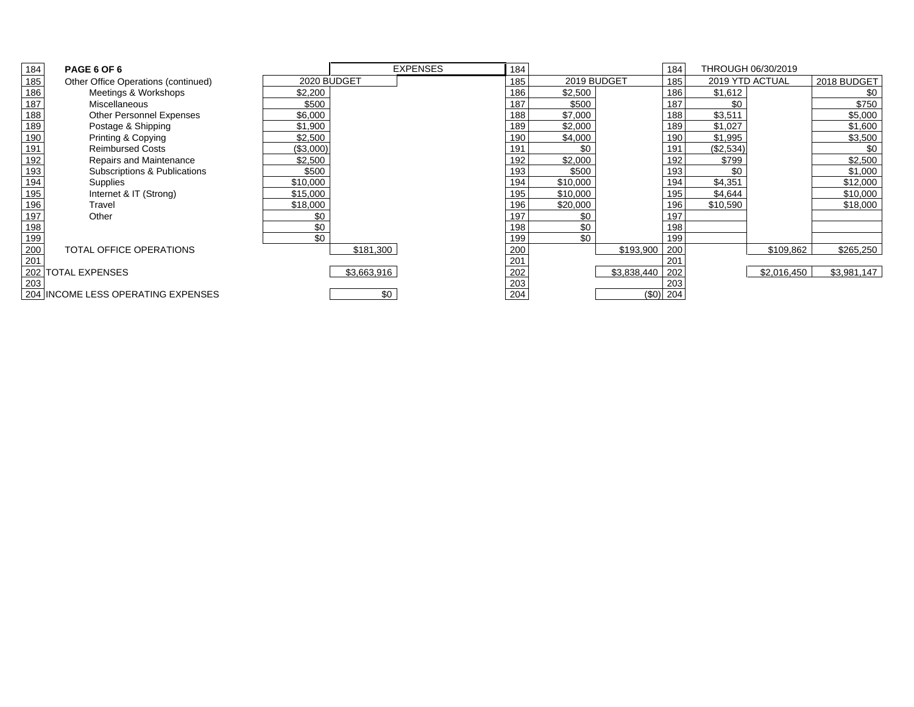| Line | PAGE 6 OF 6 | EXPENSES | | Line | | | Line | THROUGH 06/30/2019 | | |
|---|---|---|---|---|---|---|---|---|---|---|
| 185 | Other Office Operations (continued) | 2020 BUDGET | | 185 | 2019 BUDGET | | 185 | 2019 YTD ACTUAL | | 2018 BUDGET |
| 186 | Meetings & Workshops | $2,200 | | 186 | $2,500 | | 186 | $1,612 | | $0 |
| 187 | Miscellaneous | $500 | | 187 | $500 | | 187 | $0 | | $750 |
| 188 | Other Personnel Expenses | $6,000 | | 188 | $7,000 | | 188 | $3,511 | | $5,000 |
| 189 | Postage & Shipping | $1,900 | | 189 | $2,000 | | 189 | $1,027 | | $1,600 |
| 190 | Printing & Copying | $2,500 | | 190 | $4,000 | | 190 | $1,995 | | $3,500 |
| 191 | Reimbursed Costs | ($3,000) | | 191 | $0 | | 191 | ($2,534) | | $0 |
| 192 | Repairs and Maintenance | $2,500 | | 192 | $2,000 | | 192 | $799 | | $2,500 |
| 193 | Subscriptions & Publications | $500 | | 193 | $500 | | 193 | $0 | | $1,000 |
| 194 | Supplies | $10,000 | | 194 | $10,000 | | 194 | $4,351 | | $12,000 |
| 195 | Internet & IT (Strong) | $15,000 | | 195 | $10,000 | | 195 | $4,644 | | $10,000 |
| 196 | Travel | $18,000 | | 196 | $20,000 | | 196 | $10,590 | | $18,000 |
| 197 | Other | $0 | | 197 | $0 | | 197 | | | |
| 198 | | $0 | | 198 | $0 | | 198 | | | |
| 199 | | $0 | | 199 | $0 | | 199 | | | |
| 200 | TOTAL OFFICE OPERATIONS | | $181,300 | 200 | | $193,900 | 200 | | $109,862 | $265,250 |
| 201 | | | | 201 | | | 201 | | | |
| 202 | TOTAL EXPENSES | | $3,663,916 | 202 | | $3,838,440 | 202 | | $2,016,450 | $3,981,147 |
| 203 | | | | 203 | | | 203 | | | |
| 204 | INCOME LESS OPERATING EXPENSES | | $0 | 204 | | ($0) | 204 | | | |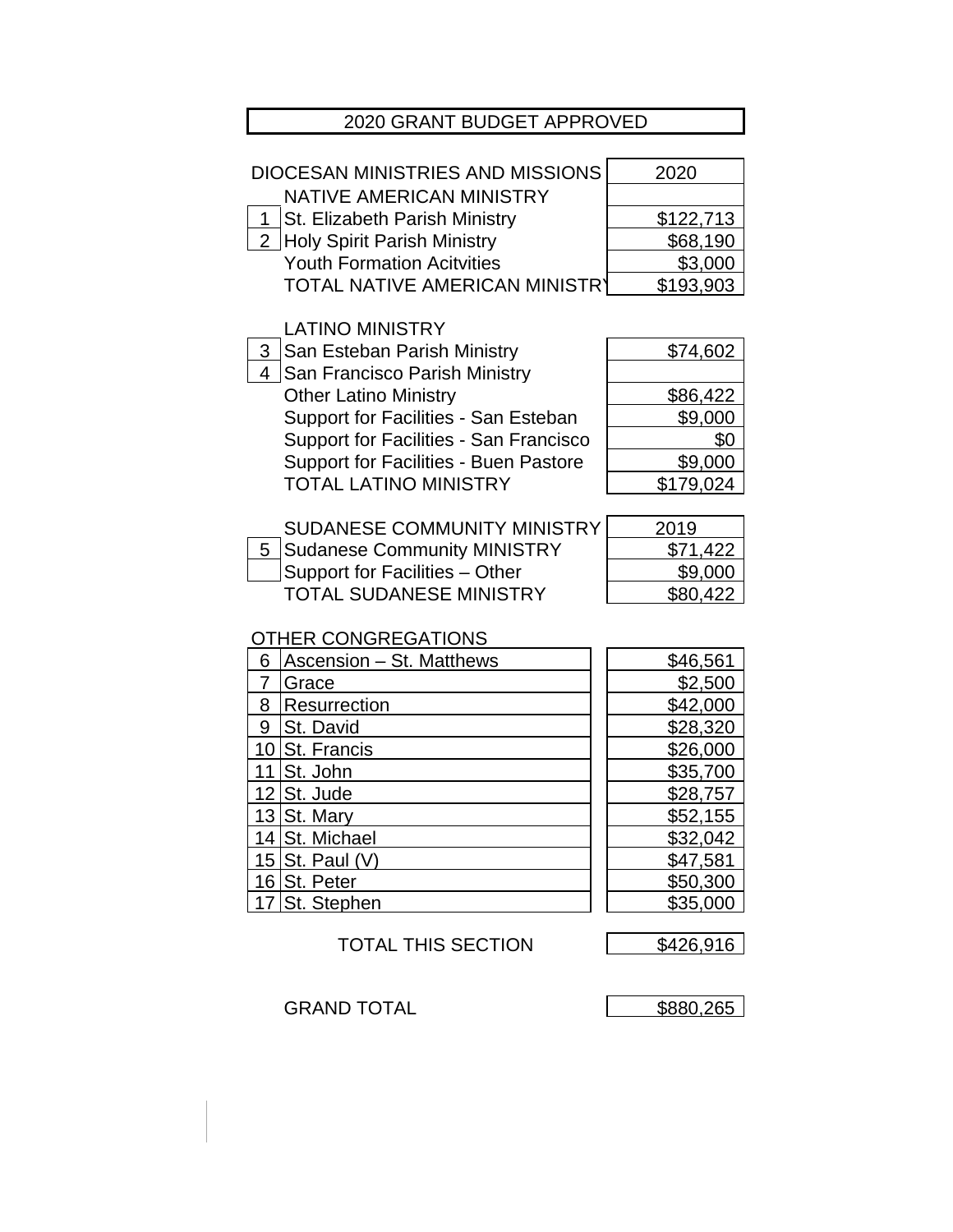# 2020 GRANT BUDGET APPROVED

| | DIOCESAN MINISTRIES AND MISSIONS | 2020 |
|---|---|---|
| | NATIVE AMERICAN MINISTRY | |
| 1 | St. Elizabeth Parish Ministry | $122,713 |
| 2 | Holy Spirit Parish Ministry | $68,190 |
| | Youth Formation Acitvities | $3,000 |
| | TOTAL NATIVE AMERICAN MINISTRY | $193,903 |
| | | |
| | LATINO MINISTRY | |
| 3 | San Esteban Parish Ministry | $74,602 |
| 4 | San Francisco Parish Ministry | |
| | Other Latino Ministry | $86,422 |
| | Support for Facilities - San Esteban | $9,000 |
| | Support for Facilities - San Francisco | $0 |
| | Support for Facilities - Buen Pastore | $9,000 |
| | TOTAL LATINO MINISTRY | $179,024 |
| | | |
| | SUDANESE COMMUNITY MINISTRY | 2019 |
| 5 | Sudanese Community MINISTRY | $71,422 |
| | Support for Facilities – Other | $9,000 |
| | TOTAL SUDANESE MINISTRY | $80,422 |
| | | |
| | OTHER CONGREGATIONS | |
| 6 | Ascension – St. Matthews | $46,561 |
| 7 | Grace | $2,500 |
| 8 | Resurrection | $42,000 |
| 9 | St. David | $28,320 |
| 10 | St. Francis | $26,000 |
| 11 | St. John | $35,700 |
| 12 | St. Jude | $28,757 |
| 13 | St. Mary | $52,155 |
| 14 | St. Michael | $32,042 |
| 15 | St. Paul (V) | $47,581 |
| 16 | St. Peter | $50,300 |
| 17 | St. Stephen | $35,000 |
| | | |
| | TOTAL THIS SECTION | $426,916 |
| | | |
| | GRAND TOTAL | $880,265 |